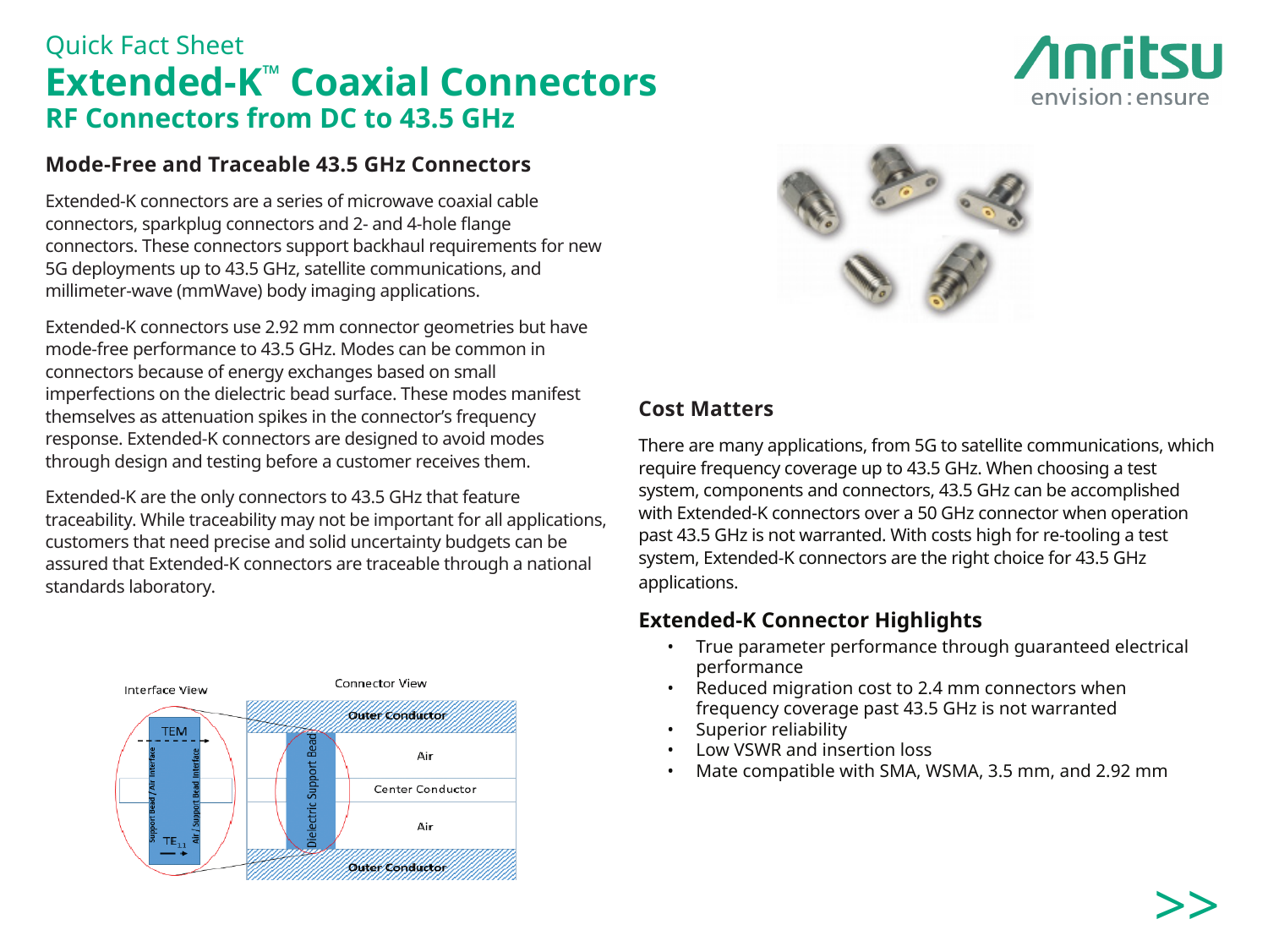Quick Fact Sheet

# Extended-K™ Coaxial Connectors

## RF Connectors from DC to 43.5 GHz

### Mode-Free and Traceable 43.5 GHz Connectors

Extended-K connectors are a series of microwave coaxial cable connectors, sparkplug connectors and 2- and 4-hole flange connectors. These connectors support backhaul requirements for new 5G deployments up to 43.5 GHz, satellite communications, and millimeter-wave (mmWave) body imaging applications.

Extended-K connectors use 2.92 mm connector geometries but have mode-free performance to 43.5 GHz. Modes can be common in connectors because of energy exchanges based on small imperfections on the dielectric bead surface. These modes manifest themselves as attenuation spikes in the connector's frequency response. Extended-K connectors are designed to avoid modes through design and testing before a customer receives them.

Extended-K are the only connectors to 43.5 GHz that feature traceability. While traceability may not be important for all applications, customers that need precise and solid uncertainty budgets can be assured that Extended-K connectors are traceable through a national standards laboratory.

### Cost Matters

There are many applications, from 5G to satellite communications, which require frequency coverage up to 43.5 GHz. When choosing a test system, components and connectors, 43.5 GHz can be accomplished with Extended-K connectors over a 50 GHz connector when operation past 43.5 GHz is not warranted. With costs high for re-tooling a test system, Extended-K connectors are the right choice for 43.5 GHz applications.

### Extended-K Connector Highlights

- True parameter performance through guaranteed electrical performance
- Reduced migration cost to 2.4 mm connectors when frequency coverage past 43.5 GHz is not warranted
- Superior reliability
- Low VSWR and insertion loss
- Mate compatible with SMA, WSMA, 3.5 mm, and 2.92 mm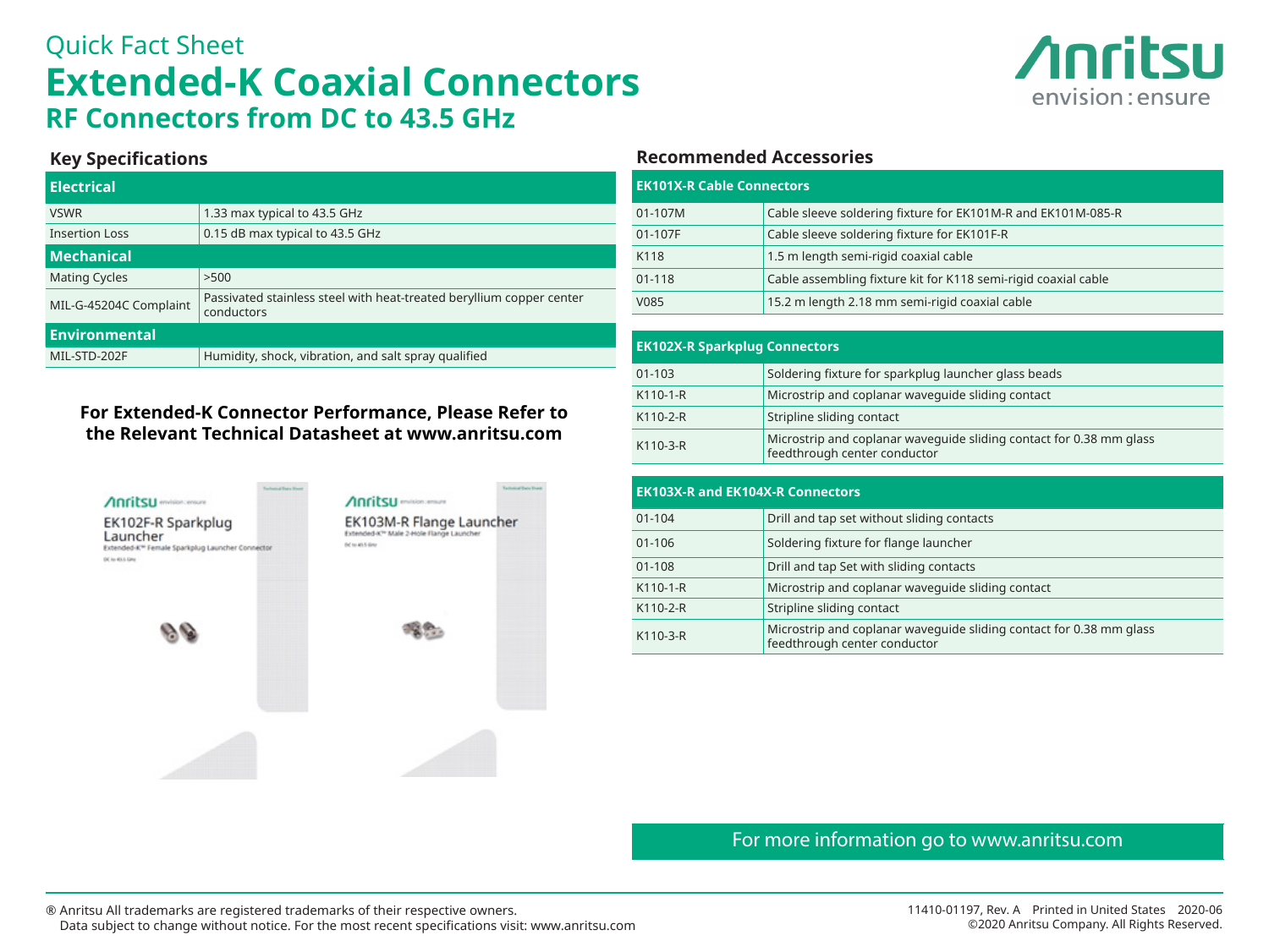Quick Fact Sheet

# Extended-K Coaxial Connectors

## RF Connectors from DC to 43.5 GHz

### Key Specifications

| Electrical | |
|---|---|
| VSWR | 1.33 max typical to 43.5 GHz |
| Insertion Loss | 0.15 dB max typical to 43.5 GHz |
| **Mechanical** | |
| Mating Cycles | >500 |
| MIL-G-45204C Complaint | Passivated stainless steel with heat-treated beryllium copper center conductors |
| **Environmental** | |
| MIL-STD-202F | Humidity, shock, vibration, and salt spray qualified |

**For Extended-K Connector Performance, Please Refer to the Relevant Technical Datasheet at www.anritsu.com**

### Recommended Accessories

| EK101X-R Cable Connectors | |
|---|---|
| 01-107M | Cable sleeve soldering fixture for EK101M-R and EK101M-085-R |
| 01-107F | Cable sleeve soldering fixture for EK101F-R |
| K118 | 1.5 m length semi-rigid coaxial cable |
| 01-118 | Cable assembling fixture kit for K118 semi-rigid coaxial cable |
| V085 | 15.2 m length 2.18 mm semi-rigid coaxial cable |

| EK102X-R Sparkplug Connectors | |
|---|---|
| 01-103 | Soldering fixture for sparkplug launcher glass beads |
| K110-1-R | Microstrip and coplanar waveguide sliding contact |
| K110-2-R | Stripline sliding contact |
| K110-3-R | Microstrip and coplanar waveguide sliding contact for 0.38 mm glass feedthrough center conductor |

| EK103X-R and EK104X-R Connectors | |
|---|---|
| 01-104 | Drill and tap set without sliding contacts |
| 01-106 | Soldering fixture for flange launcher |
| 01-108 | Drill and tap Set with sliding contacts |
| K110-1-R | Microstrip and coplanar waveguide sliding contact |
| K110-2-R | Stripline sliding contact |
| K110-3-R | Microstrip and coplanar waveguide sliding contact for 0.38 mm glass feedthrough center conductor |

For more information go to www.anritsu.com

® Anritsu All trademarks are registered trademarks of their respective owners.
Data subject to change without notice. For the most recent specifications visit: www.anritsu.com

11410-01197, Rev. A Printed in United States 2020-06
©2020 Anritsu Company. All Rights Reserved.